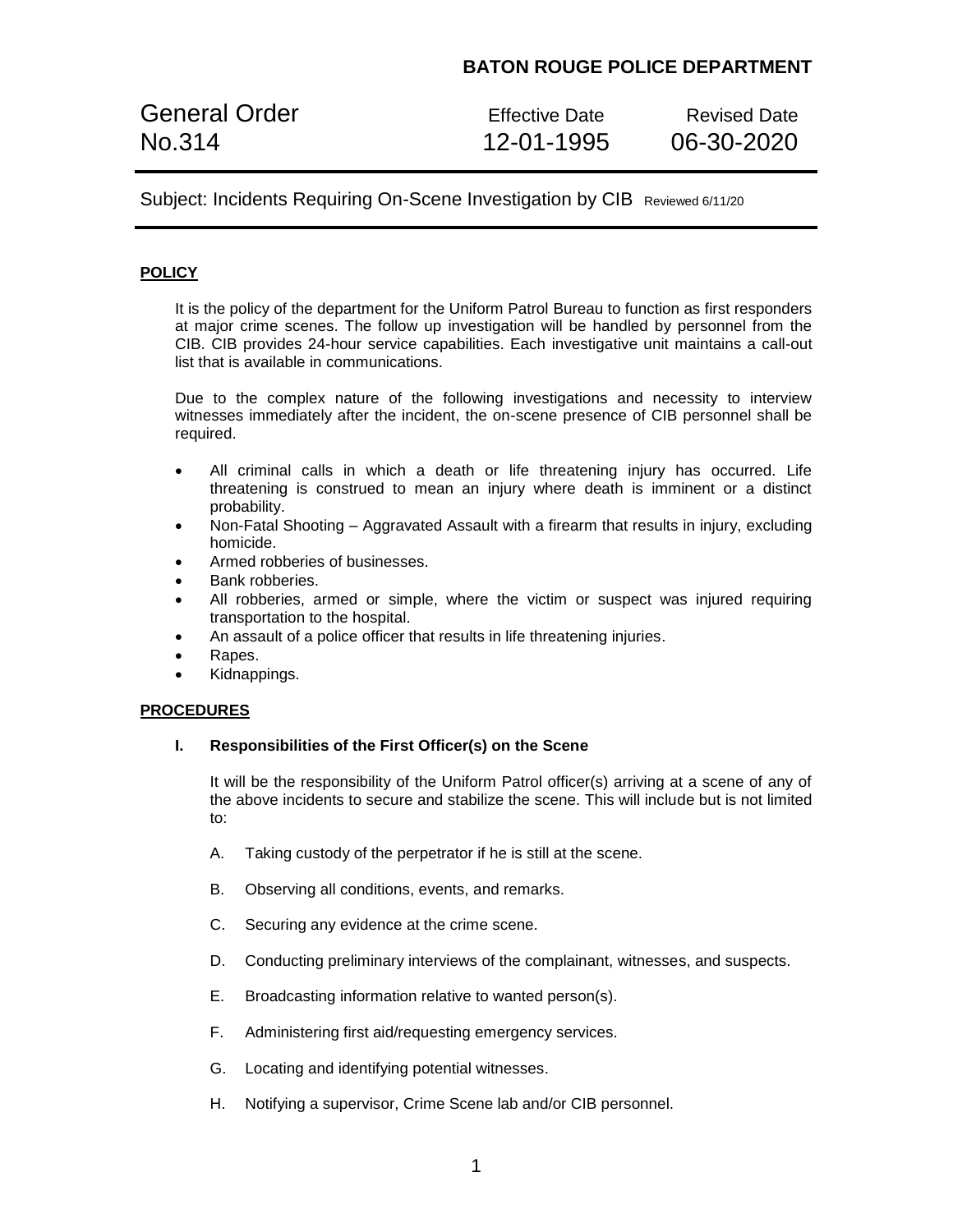**BATON ROUGE POLICE DEPARTMENT**

| General Order | Effective Date | Revised Date |
|---|---|---|
| No.314 | 12-01-1995 | 06-30-2020 |

Subject: Incidents Requiring On-Scene Investigation by CIB Reviewed 6/11/20

## POLICY

It is the policy of the department for the Uniform Patrol Bureau to function as first responders at major crime scenes. The follow up investigation will be handled by personnel from the CIB. CIB provides 24-hour service capabilities. Each investigative unit maintains a call-out list that is available in communications.

Due to the complex nature of the following investigations and necessity to interview witnesses immediately after the incident, the on-scene presence of CIB personnel shall be required.

- All criminal calls in which a death or life threatening injury has occurred. Life threatening is construed to mean an injury where death is imminent or a distinct probability.
- Non-Fatal Shooting – Aggravated Assault with a firearm that results in injury, excluding homicide.
- Armed robberies of businesses.
- Bank robberies.
- All robberies, armed or simple, where the victim or suspect was injured requiring transportation to the hospital.
- An assault of a police officer that results in life threatening injuries.
- Rapes.
- Kidnappings.

## PROCEDURES

### I. Responsibilities of the First Officer(s) on the Scene

It will be the responsibility of the Uniform Patrol officer(s) arriving at a scene of any of the above incidents to secure and stabilize the scene. This will include but is not limited to:

A. Taking custody of the perpetrator if he is still at the scene.

B. Observing all conditions, events, and remarks.

C. Securing any evidence at the crime scene.

D. Conducting preliminary interviews of the complainant, witnesses, and suspects.

E. Broadcasting information relative to wanted person(s).

F. Administering first aid/requesting emergency services.

G. Locating and identifying potential witnesses.

H. Notifying a supervisor, Crime Scene lab and/or CIB personnel.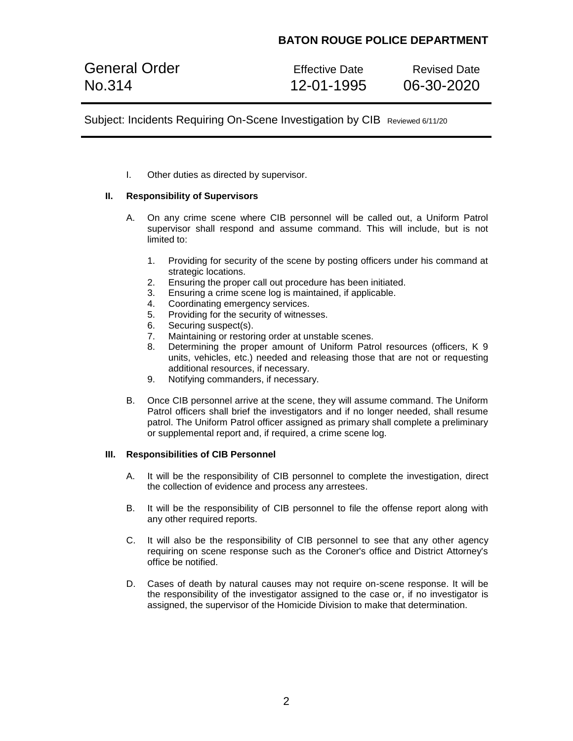I. Other duties as directed by supervisor.

**II. Responsibility of Supervisors**

A. On any crime scene where CIB personnel will be called out, a Uniform Patrol supervisor shall respond and assume command. This will include, but is not limited to:

1. Providing for security of the scene by posting officers under his command at strategic locations.
2. Ensuring the proper call out procedure has been initiated.
3. Ensuring a crime scene log is maintained, if applicable.
4. Coordinating emergency services.
5. Providing for the security of witnesses.
6. Securing suspect(s).
7. Maintaining or restoring order at unstable scenes.
8. Determining the proper amount of Uniform Patrol resources (officers, K 9 units, vehicles, etc.) needed and releasing those that are not or requesting additional resources, if necessary.
9. Notifying commanders, if necessary.

B. Once CIB personnel arrive at the scene, they will assume command. The Uniform Patrol officers shall brief the investigators and if no longer needed, shall resume patrol. The Uniform Patrol officer assigned as primary shall complete a preliminary or supplemental report and, if required, a crime scene log.

**III. Responsibilities of CIB Personnel**

A. It will be the responsibility of CIB personnel to complete the investigation, direct the collection of evidence and process any arrestees.

B. It will be the responsibility of CIB personnel to file the offense report along with any other required reports.

C. It will also be the responsibility of CIB personnel to see that any other agency requiring on scene response such as the Coroner's office and District Attorney's office be notified.

D. Cases of death by natural causes may not require on-scene response. It will be the responsibility of the investigator assigned to the case or, if no investigator is assigned, the supervisor of the Homicide Division to make that determination.